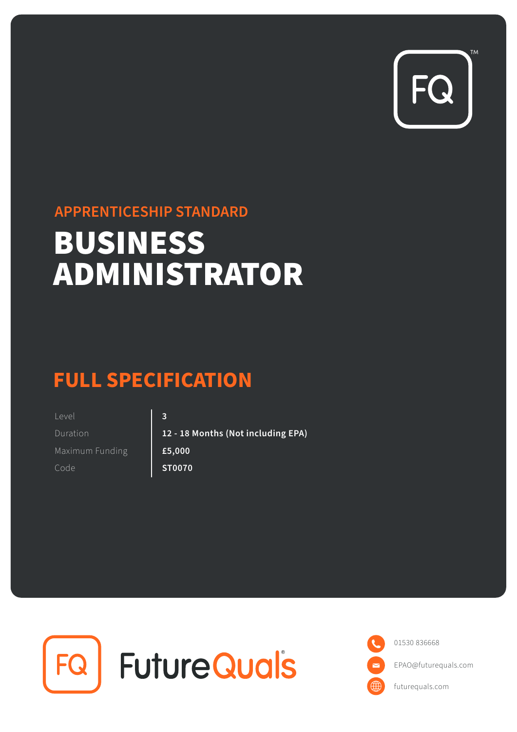APPRENTICESHIP STANDARD

# BUSINESS ADMINISTRATOR

## FULL SPECIFICATION

| | |
|---|---|
| Level | **3** |
| Duration | **12 - 18 Months (Not including EPA)** |
| Maximum Funding | **£5,000** |
| Code | **ST0070** |

FutureQuals

01530 836668

EPAO@futurequals.com

futurequals.com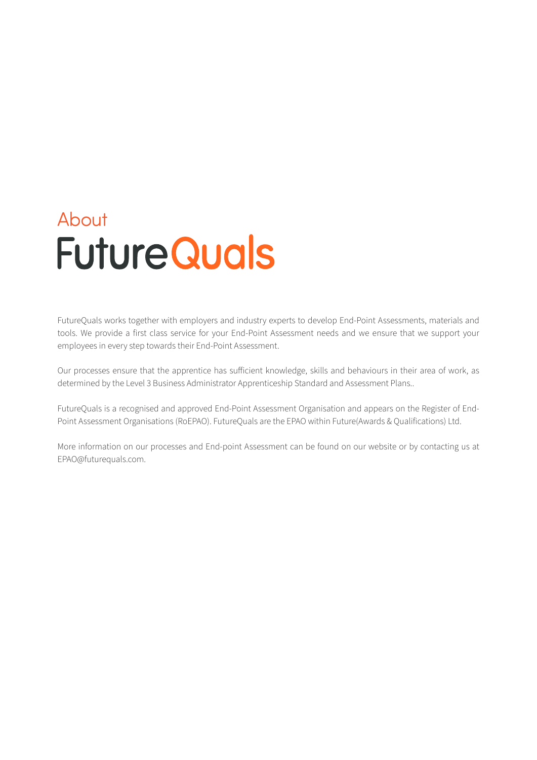# About FutureQuals

FutureQuals works together with employers and industry experts to develop End-Point Assessments, materials and tools. We provide a first class service for your End-Point Assessment needs and we ensure that we support your employees in every step towards their End-Point Assessment.

Our processes ensure that the apprentice has sufficient knowledge, skills and behaviours in their area of work, as determined by the Level 3 Business Administrator Apprenticeship Standard and Assessment Plans..

FutureQuals is a recognised and approved End-Point Assessment Organisation and appears on the Register of End-Point Assessment Organisations (RoEPAO). FutureQuals are the EPAO within Future(Awards & Qualifications) Ltd.

More information on our processes and End-point Assessment can be found on our website or by contacting us at EPAO@futurequals.com.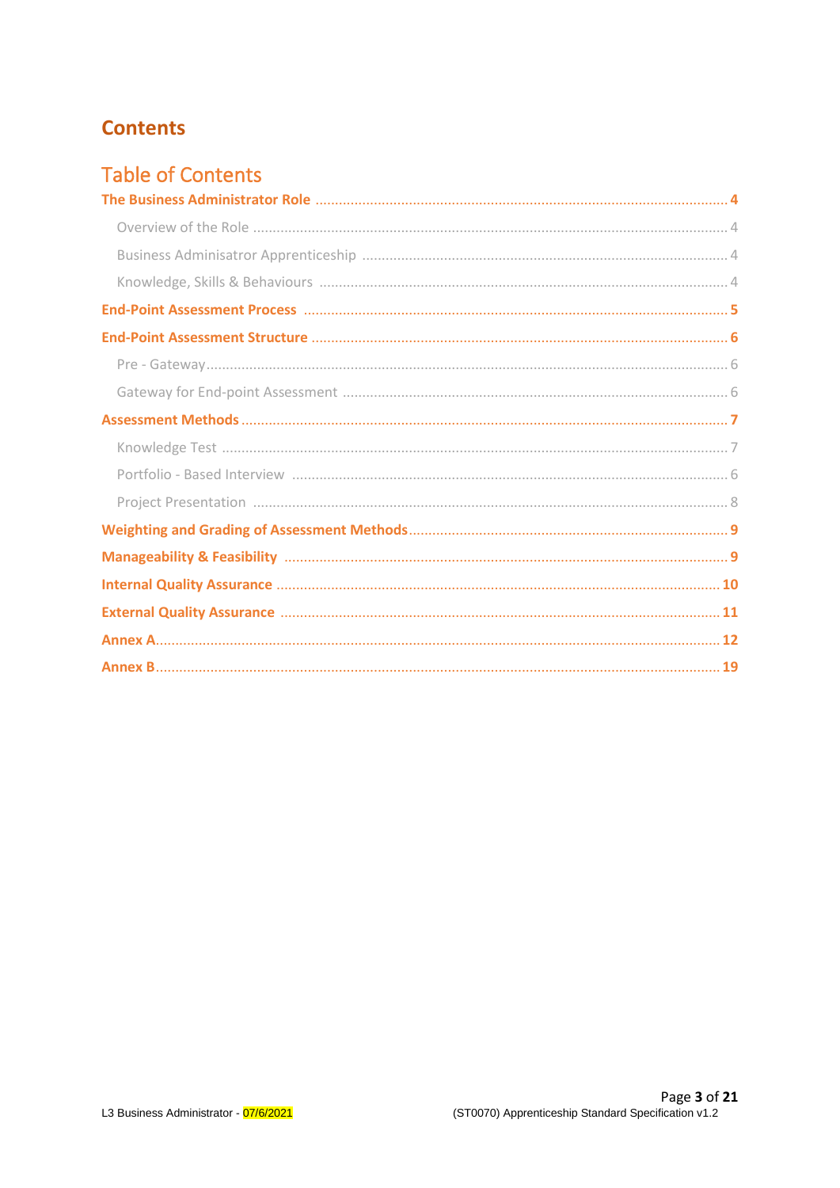# Contents

## Table of Contents

**The Business Administrator Role** ........ **4**

Overview of the Role ........ 4

Business Adminisatror Apprenticeship ........ 4

Knowledge, Skills & Behaviours ........ 4

**End-Point Assessment Process** ........ **5**

**End-Point Assessment Structure** ........ **6**

Pre - Gateway ........ 6

Gateway for End-point Assessment ........ 6

**Assessment Methods** ........ **7**

Knowledge Test ........ 7

Portfolio - Based Interview ........ 6

Project Presentation ........ 8

**Weighting and Grading of Assessment Methods** ........ **9**

**Manageability & Feasibility** ........ **9**

**Internal Quality Assurance** ........ **10**

**External Quality Assurance** ........ **11**

**Annex A** ........ **12**

**Annex B** ........ **19**

L3 Business Administrator - 07/6/2021

(ST0070) Apprenticeship Standard Specification v1.2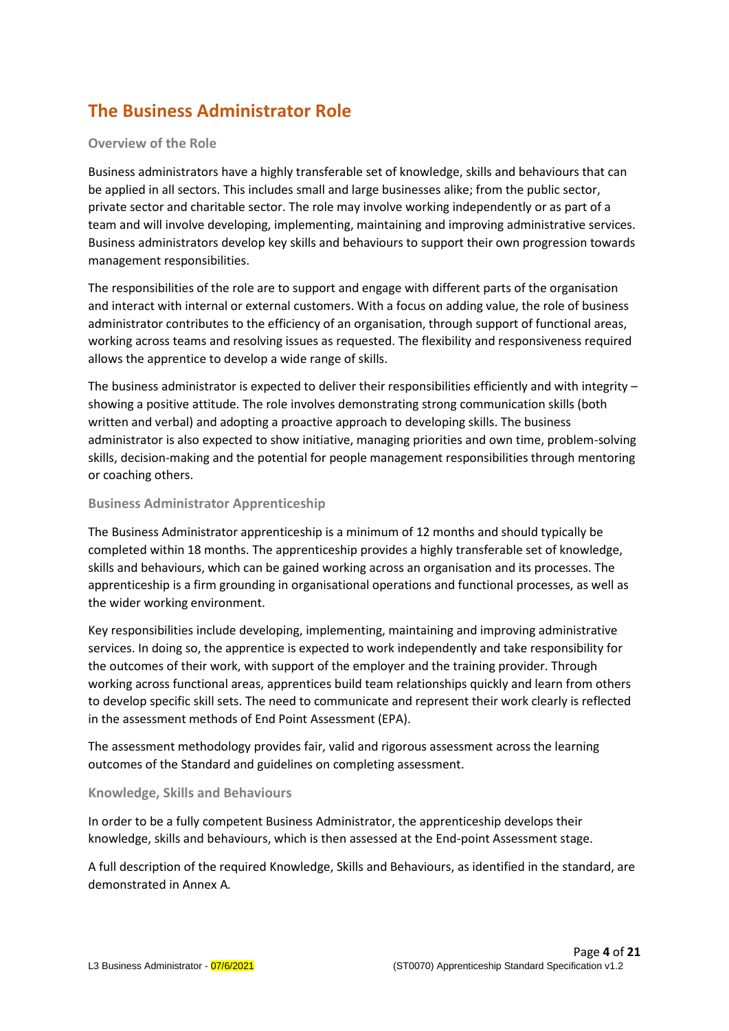# The Business Administrator Role

### Overview of the Role

Business administrators have a highly transferable set of knowledge, skills and behaviours that can be applied in all sectors. This includes small and large businesses alike; from the public sector, private sector and charitable sector. The role may involve working independently or as part of a team and will involve developing, implementing, maintaining and improving administrative services. Business administrators develop key skills and behaviours to support their own progression towards management responsibilities.

The responsibilities of the role are to support and engage with different parts of the organisation and interact with internal or external customers. With a focus on adding value, the role of business administrator contributes to the efficiency of an organisation, through support of functional areas, working across teams and resolving issues as requested. The flexibility and responsiveness required allows the apprentice to develop a wide range of skills.

The business administrator is expected to deliver their responsibilities efficiently and with integrity – showing a positive attitude. The role involves demonstrating strong communication skills (both written and verbal) and adopting a proactive approach to developing skills. The business administrator is also expected to show initiative, managing priorities and own time, problem-solving skills, decision-making and the potential for people management responsibilities through mentoring or coaching others.

### Business Administrator Apprenticeship

The Business Administrator apprenticeship is a minimum of 12 months and should typically be completed within 18 months. The apprenticeship provides a highly transferable set of knowledge, skills and behaviours, which can be gained working across an organisation and its processes. The apprenticeship is a firm grounding in organisational operations and functional processes, as well as the wider working environment.

Key responsibilities include developing, implementing, maintaining and improving administrative services. In doing so, the apprentice is expected to work independently and take responsibility for the outcomes of their work, with support of the employer and the training provider. Through working across functional areas, apprentices build team relationships quickly and learn from others to develop specific skill sets. The need to communicate and represent their work clearly is reflected in the assessment methods of End Point Assessment (EPA).

The assessment methodology provides fair, valid and rigorous assessment across the learning outcomes of the Standard and guidelines on completing assessment.

### Knowledge, Skills and Behaviours

In order to be a fully competent Business Administrator, the apprenticeship develops their knowledge, skills and behaviours, which is then assessed at the End-point Assessment stage.

A full description of the required Knowledge, Skills and Behaviours, as identified in the standard, are demonstrated in Annex A.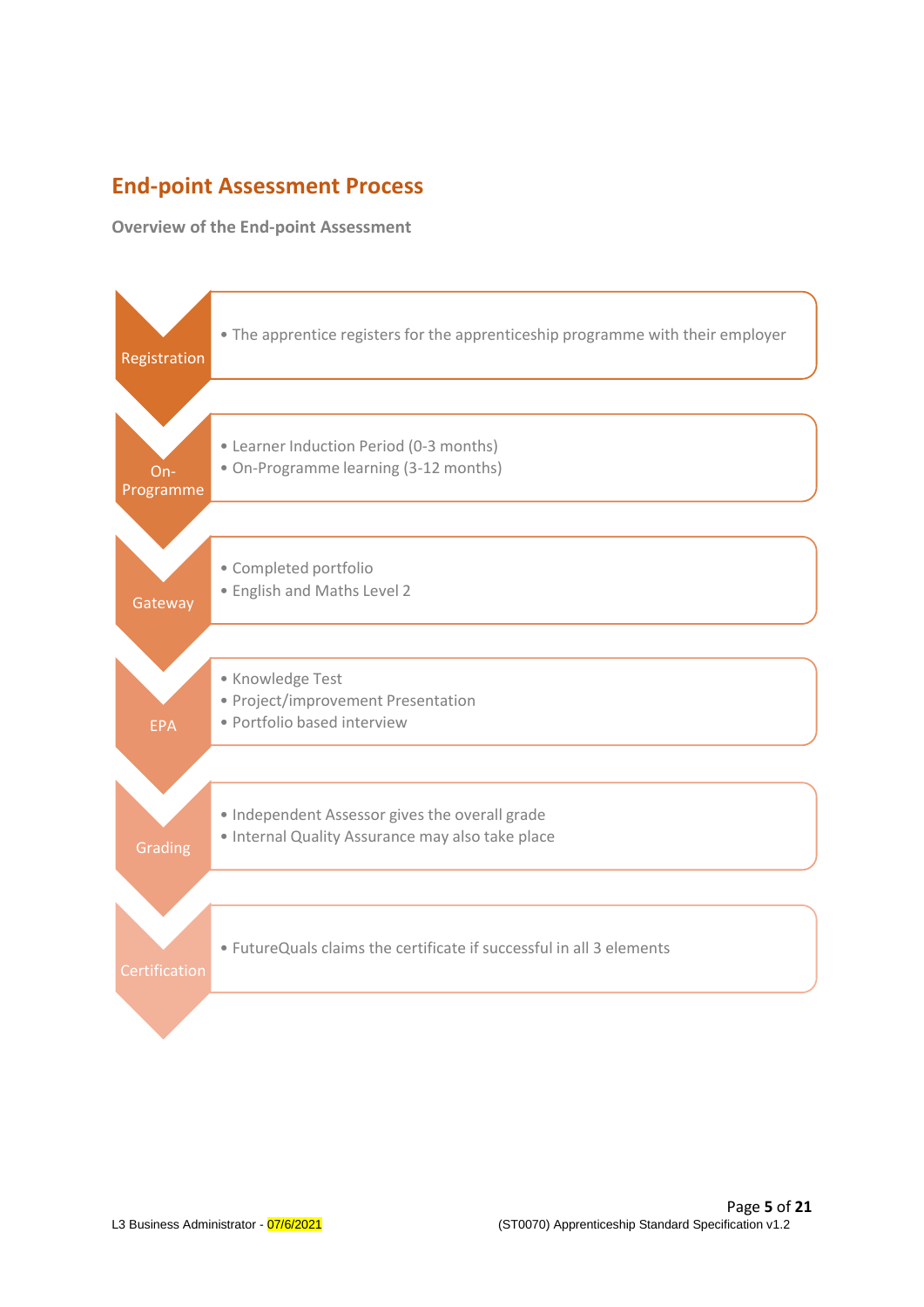## End-point Assessment Process

### Overview of the End-point Assessment

**Registration**

- The apprentice registers for the apprenticeship programme with their employer

**On-Programme**

- Learner Induction Period (0-3 months)
- On-Programme learning (3-12 months)

**Gateway**

- Completed portfolio
- English and Maths Level 2

**EPA**

- Knowledge Test
- Project/improvement Presentation
- Portfolio based interview

**Grading**

- Independent Assessor gives the overall grade
- Internal Quality Assurance may also take place

**Certification**

- FutureQuals claims the certificate if successful in all 3 elements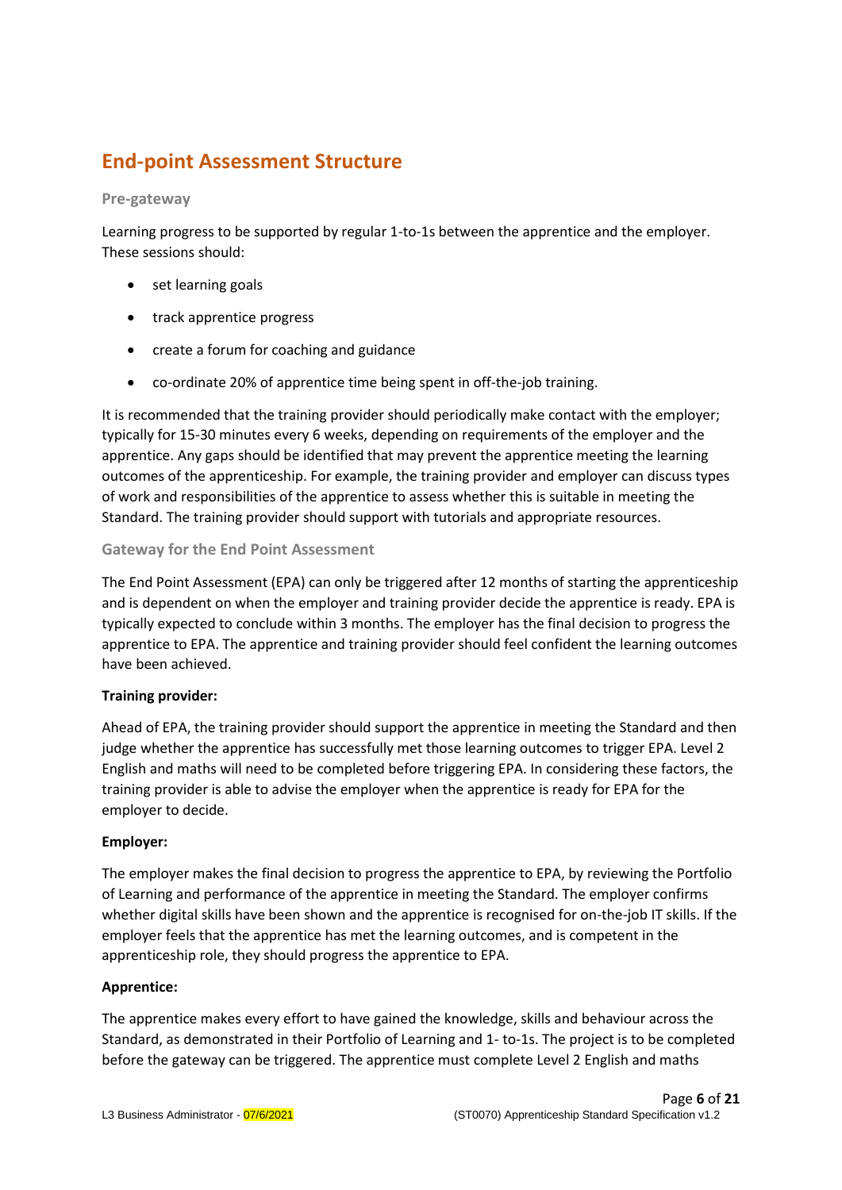## End-point Assessment Structure

### Pre-gateway

Learning progress to be supported by regular 1-to-1s between the apprentice and the employer. These sessions should:

- set learning goals
- track apprentice progress
- create a forum for coaching and guidance
- co-ordinate 20% of apprentice time being spent in off-the-job training.

It is recommended that the training provider should periodically make contact with the employer; typically for 15-30 minutes every 6 weeks, depending on requirements of the employer and the apprentice. Any gaps should be identified that may prevent the apprentice meeting the learning outcomes of the apprenticeship. For example, the training provider and employer can discuss types of work and responsibilities of the apprentice to assess whether this is suitable in meeting the Standard. The training provider should support with tutorials and appropriate resources.

### Gateway for the End Point Assessment

The End Point Assessment (EPA) can only be triggered after 12 months of starting the apprenticeship and is dependent on when the employer and training provider decide the apprentice is ready. EPA is typically expected to conclude within 3 months. The employer has the final decision to progress the apprentice to EPA. The apprentice and training provider should feel confident the learning outcomes have been achieved.

**Training provider:**

Ahead of EPA, the training provider should support the apprentice in meeting the Standard and then judge whether the apprentice has successfully met those learning outcomes to trigger EPA. Level 2 English and maths will need to be completed before triggering EPA. In considering these factors, the training provider is able to advise the employer when the apprentice is ready for EPA for the employer to decide.

**Employer:**

The employer makes the final decision to progress the apprentice to EPA, by reviewing the Portfolio of Learning and performance of the apprentice in meeting the Standard. The employer confirms whether digital skills have been shown and the apprentice is recognised for on-the-job IT skills. If the employer feels that the apprentice has met the learning outcomes, and is competent in the apprenticeship role, they should progress the apprentice to EPA.

**Apprentice:**

The apprentice makes every effort to have gained the knowledge, skills and behaviour across the Standard, as demonstrated in their Portfolio of Learning and 1- to-1s. The project is to be completed before the gateway can be triggered. The apprentice must complete Level 2 English and maths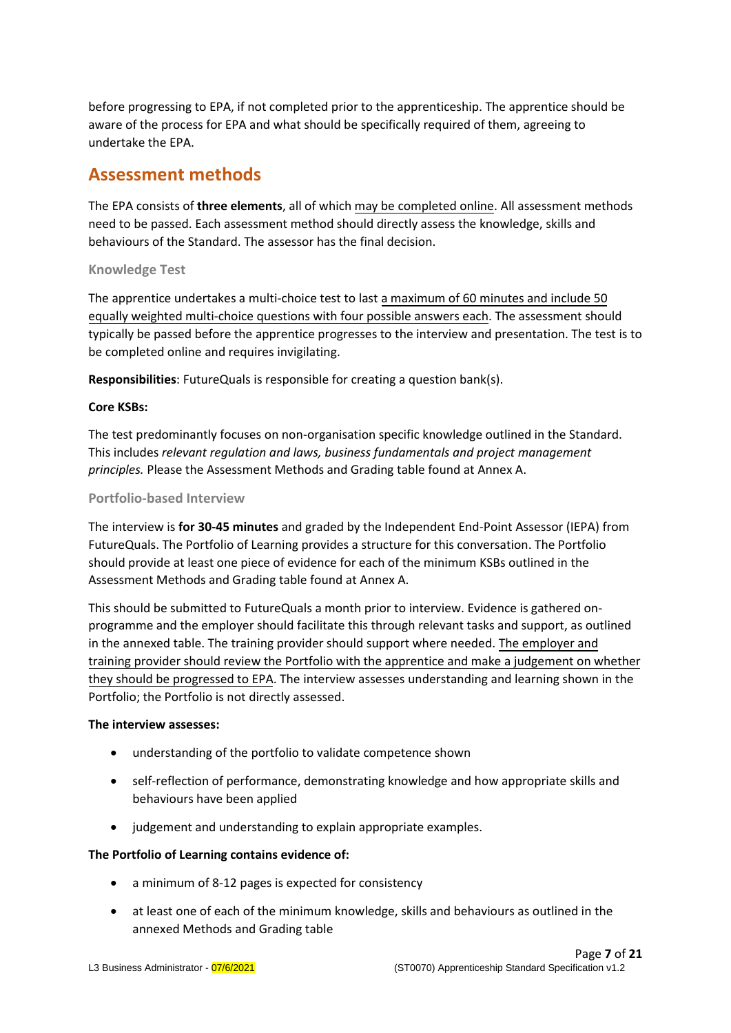before progressing to EPA, if not completed prior to the apprenticeship. The apprentice should be aware of the process for EPA and what should be specifically required of them, agreeing to undertake the EPA.

## Assessment methods

The EPA consists of **three elements**, all of which may be completed online. All assessment methods need to be passed. Each assessment method should directly assess the knowledge, skills and behaviours of the Standard. The assessor has the final decision.

### Knowledge Test

The apprentice undertakes a multi-choice test to last a maximum of 60 minutes and include 50 equally weighted multi-choice questions with four possible answers each. The assessment should typically be passed before the apprentice progresses to the interview and presentation. The test is to be completed online and requires invigilating.

**Responsibilities**: FutureQuals is responsible for creating a question bank(s).

**Core KSBs:**

The test predominantly focuses on non-organisation specific knowledge outlined in the Standard. This includes *relevant regulation and laws, business fundamentals and project management principles.* Please the Assessment Methods and Grading table found at Annex A.

### Portfolio-based Interview

The interview is **for 30-45 minutes** and graded by the Independent End-Point Assessor (IEPA) from FutureQuals. The Portfolio of Learning provides a structure for this conversation. The Portfolio should provide at least one piece of evidence for each of the minimum KSBs outlined in the Assessment Methods and Grading table found at Annex A.

This should be submitted to FutureQuals a month prior to interview. Evidence is gathered on-programme and the employer should facilitate this through relevant tasks and support, as outlined in the annexed table. The training provider should support where needed. The employer and training provider should review the Portfolio with the apprentice and make a judgement on whether they should be progressed to EPA. The interview assesses understanding and learning shown in the Portfolio; the Portfolio is not directly assessed.

**The interview assesses:**

- understanding of the portfolio to validate competence shown
- self-reflection of performance, demonstrating knowledge and how appropriate skills and behaviours have been applied
- judgement and understanding to explain appropriate examples.

**The Portfolio of Learning contains evidence of:**

- a minimum of 8-12 pages is expected for consistency
- at least one of each of the minimum knowledge, skills and behaviours as outlined in the annexed Methods and Grading table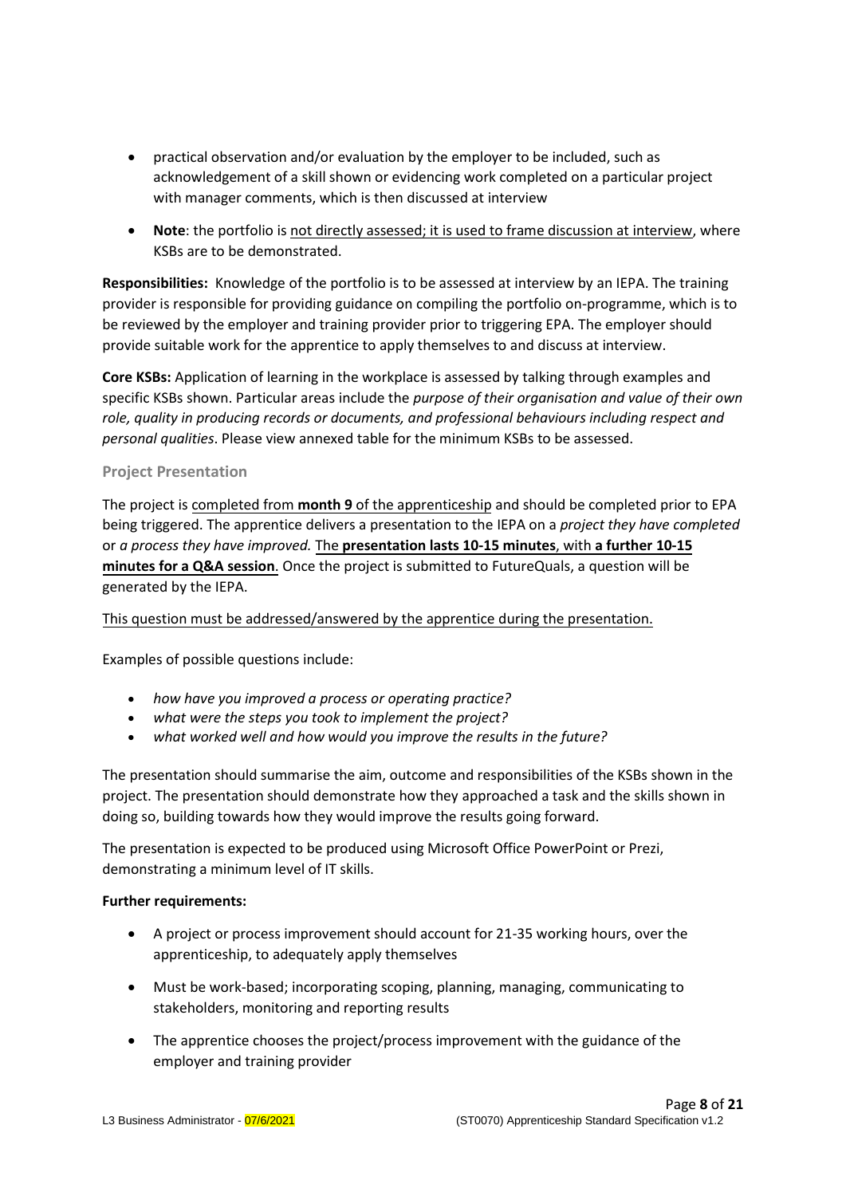- practical observation and/or evaluation by the employer to be included, such as acknowledgement of a skill shown or evidencing work completed on a particular project with manager comments, which is then discussed at interview

- **Note**: the portfolio is <u>not directly assessed; it is used to frame discussion at interview</u>, where KSBs are to be demonstrated.

**Responsibilities:** Knowledge of the portfolio is to be assessed at interview by an IEPA. The training provider is responsible for providing guidance on compiling the portfolio on-programme, which is to be reviewed by the employer and training provider prior to triggering EPA. The employer should provide suitable work for the apprentice to apply themselves to and discuss at interview.

**Core KSBs:** Application of learning in the workplace is assessed by talking through examples and specific KSBs shown. Particular areas include the *purpose of their organisation and value of their own role, quality in producing records or documents, and professional behaviours including respect and personal qualities*. Please view annexed table for the minimum KSBs to be assessed.

### Project Presentation

The project is <u>completed from **month 9** of the apprenticeship</u> and should be completed prior to EPA being triggered. The apprentice delivers a presentation to the IEPA on a *project they have completed* or *a process they have improved.* <u>The **presentation lasts 10-15 minutes**, with **a further 10-15 minutes for a Q&A session**</u>. Once the project is submitted to FutureQuals, a question will be generated by the IEPA.

<u>This question must be addressed/answered by the apprentice during the presentation.</u>

Examples of possible questions include:

- *how have you improved a process or operating practice?*
- *what were the steps you took to implement the project?*
- *what worked well and how would you improve the results in the future?*

The presentation should summarise the aim, outcome and responsibilities of the KSBs shown in the project. The presentation should demonstrate how they approached a task and the skills shown in doing so, building towards how they would improve the results going forward.

The presentation is expected to be produced using Microsoft Office PowerPoint or Prezi, demonstrating a minimum level of IT skills.

**Further requirements:**

- A project or process improvement should account for 21-35 working hours, over the apprenticeship, to adequately apply themselves

- Must be work-based; incorporating scoping, planning, managing, communicating to stakeholders, monitoring and reporting results

- The apprentice chooses the project/process improvement with the guidance of the employer and training provider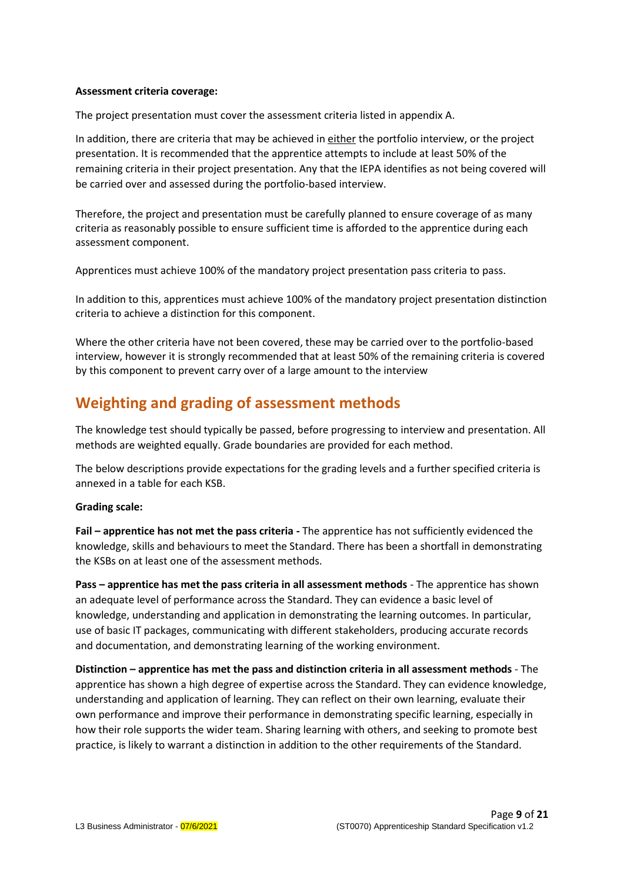**Assessment criteria coverage:**

The project presentation must cover the assessment criteria listed in appendix A.

In addition, there are criteria that may be achieved in either the portfolio interview, or the project presentation. It is recommended that the apprentice attempts to include at least 50% of the remaining criteria in their project presentation. Any that the IEPA identifies as not being covered will be carried over and assessed during the portfolio-based interview.

Therefore, the project and presentation must be carefully planned to ensure coverage of as many criteria as reasonably possible to ensure sufficient time is afforded to the apprentice during each assessment component.

Apprentices must achieve 100% of the mandatory project presentation pass criteria to pass.

In addition to this, apprentices must achieve 100% of the mandatory project presentation distinction criteria to achieve a distinction for this component.

Where the other criteria have not been covered, these may be carried over to the portfolio-based interview, however it is strongly recommended that at least 50% of the remaining criteria is covered by this component to prevent carry over of a large amount to the interview

## Weighting and grading of assessment methods

The knowledge test should typically be passed, before progressing to interview and presentation. All methods are weighted equally. Grade boundaries are provided for each method.

The below descriptions provide expectations for the grading levels and a further specified criteria is annexed in a table for each KSB.

**Grading scale:**

**Fail – apprentice has not met the pass criteria -** The apprentice has not sufficiently evidenced the knowledge, skills and behaviours to meet the Standard. There has been a shortfall in demonstrating the KSBs on at least one of the assessment methods.

**Pass – apprentice has met the pass criteria in all assessment methods** - The apprentice has shown an adequate level of performance across the Standard. They can evidence a basic level of knowledge, understanding and application in demonstrating the learning outcomes. In particular, use of basic IT packages, communicating with different stakeholders, producing accurate records and documentation, and demonstrating learning of the working environment.

**Distinction – apprentice has met the pass and distinction criteria in all assessment methods** - The apprentice has shown a high degree of expertise across the Standard. They can evidence knowledge, understanding and application of learning. They can reflect on their own learning, evaluate their own performance and improve their performance in demonstrating specific learning, especially in how their role supports the wider team. Sharing learning with others, and seeking to promote best practice, is likely to warrant a distinction in addition to the other requirements of the Standard.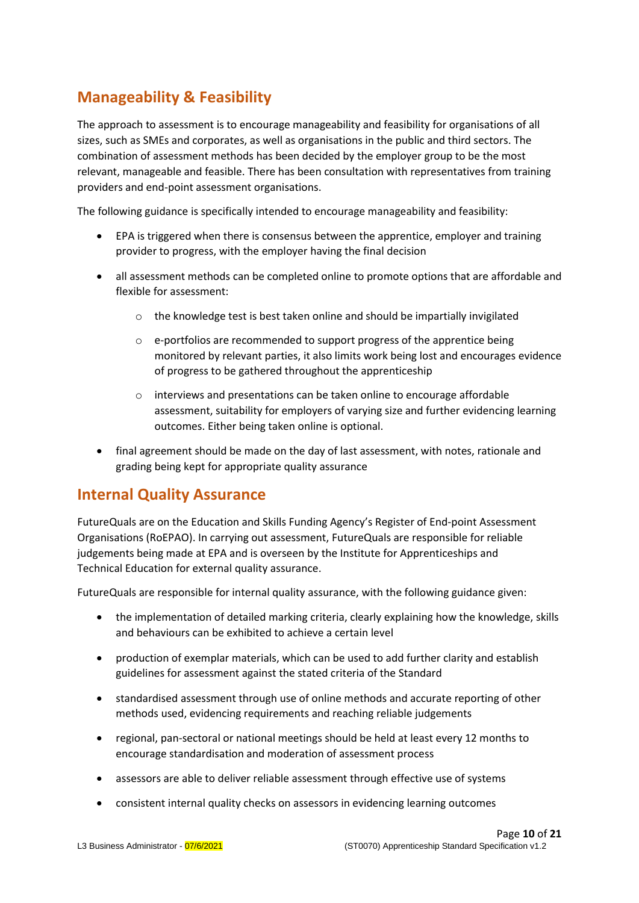## Manageability & Feasibility

The approach to assessment is to encourage manageability and feasibility for organisations of all sizes, such as SMEs and corporates, as well as organisations in the public and third sectors. The combination of assessment methods has been decided by the employer group to be the most relevant, manageable and feasible. There has been consultation with representatives from training providers and end-point assessment organisations.

The following guidance is specifically intended to encourage manageability and feasibility:

- EPA is triggered when there is consensus between the apprentice, employer and training provider to progress, with the employer having the final decision
- all assessment methods can be completed online to promote options that are affordable and flexible for assessment:
    - the knowledge test is best taken online and should be impartially invigilated
    - e-portfolios are recommended to support progress of the apprentice being monitored by relevant parties, it also limits work being lost and encourages evidence of progress to be gathered throughout the apprenticeship
    - interviews and presentations can be taken online to encourage affordable assessment, suitability for employers of varying size and further evidencing learning outcomes. Either being taken online is optional.
- final agreement should be made on the day of last assessment, with notes, rationale and grading being kept for appropriate quality assurance

## Internal Quality Assurance

FutureQuals are on the Education and Skills Funding Agency's Register of End-point Assessment Organisations (RoEPAO). In carrying out assessment, FutureQuals are responsible for reliable judgements being made at EPA and is overseen by the Institute for Apprenticeships and Technical Education for external quality assurance.

FutureQuals are responsible for internal quality assurance, with the following guidance given:

- the implementation of detailed marking criteria, clearly explaining how the knowledge, skills and behaviours can be exhibited to achieve a certain level
- production of exemplar materials, which can be used to add further clarity and establish guidelines for assessment against the stated criteria of the Standard
- standardised assessment through use of online methods and accurate reporting of other methods used, evidencing requirements and reaching reliable judgements
- regional, pan-sectoral or national meetings should be held at least every 12 months to encourage standardisation and moderation of assessment process
- assessors are able to deliver reliable assessment through effective use of systems
- consistent internal quality checks on assessors in evidencing learning outcomes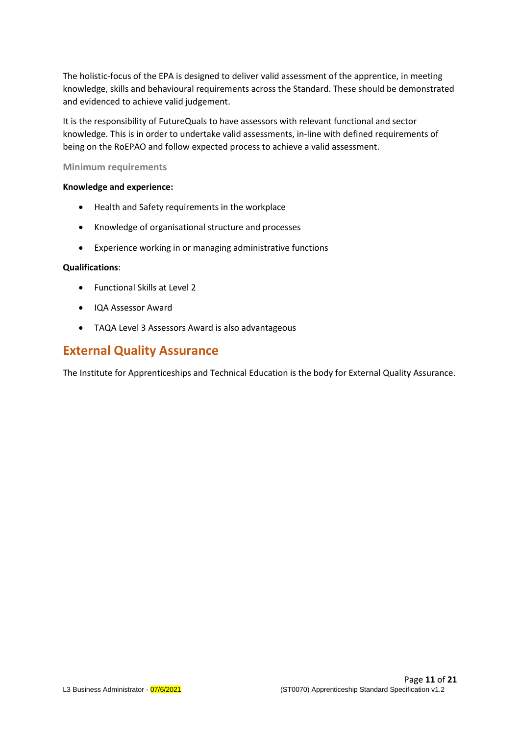The holistic-focus of the EPA is designed to deliver valid assessment of the apprentice, in meeting knowledge, skills and behavioural requirements across the Standard. These should be demonstrated and evidenced to achieve valid judgement.

It is the responsibility of FutureQuals to have assessors with relevant functional and sector knowledge. This is in order to undertake valid assessments, in-line with defined requirements of being on the RoEPAO and follow expected process to achieve a valid assessment.

### Minimum requirements

**Knowledge and experience:**

- Health and Safety requirements in the workplace
- Knowledge of organisational structure and processes
- Experience working in or managing administrative functions

**Qualifications**:

- Functional Skills at Level 2
- IQA Assessor Award
- TAQA Level 3 Assessors Award is also advantageous

## External Quality Assurance

The Institute for Apprenticeships and Technical Education is the body for External Quality Assurance.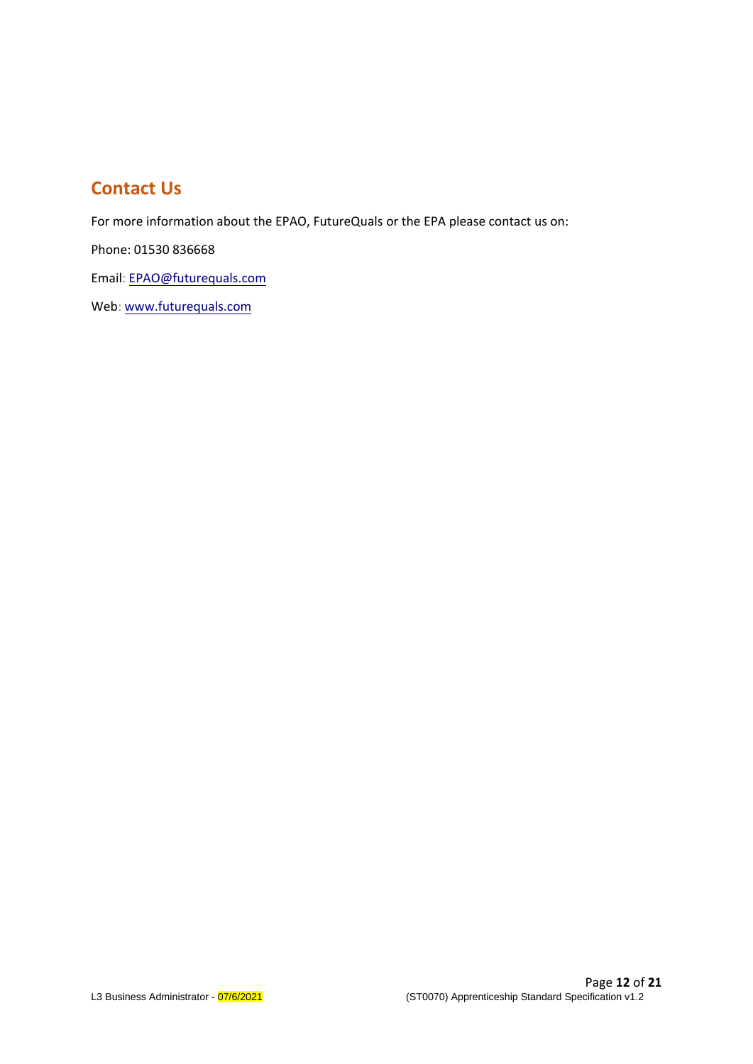## Contact Us

For more information about the EPAO, FutureQuals or the EPA please contact us on:

Phone: 01530 836668

Email: EPAO@futurequals.com

Web: www.futurequals.com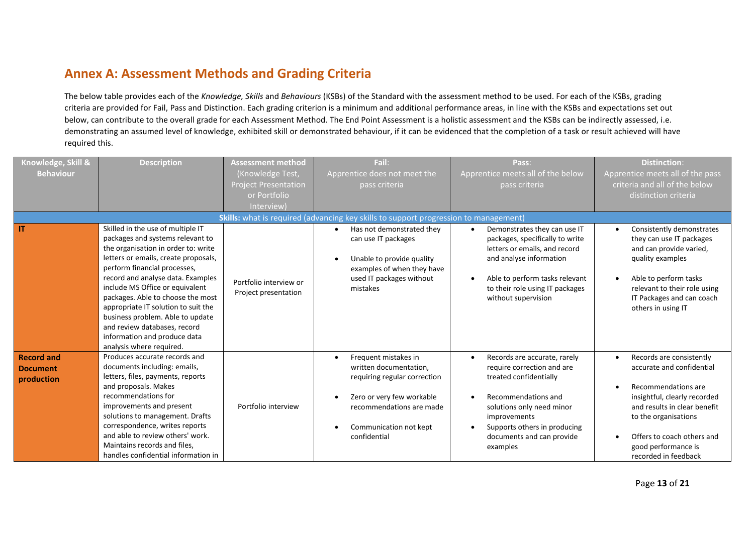## Annex A: Assessment Methods and Grading Criteria

The below table provides each of the *Knowledge, Skills* and *Behaviours* (KSBs) of the Standard with the assessment method to be used. For each of the KSBs, grading criteria are provided for Fail, Pass and Distinction. Each grading criterion is a minimum and additional performance areas, in line with the KSBs and expectations set out below, can contribute to the overall grade for each Assessment Method. The End Point Assessment is a holistic assessment and the KSBs can be indirectly assessed, i.e. demonstrating an assumed level of knowledge, exhibited skill or demonstrated behaviour, if it can be evidenced that the completion of a task or result achieved will have required this.

| Knowledge, Skill & Behaviour | Description | Assessment method (Knowledge Test, Project Presentation or Portfolio Interview) | Fail: Apprentice does not meet the pass criteria | Pass: Apprentice meets all of the below pass criteria | Distinction: Apprentice meets all of the pass criteria and all of the below distinction criteria |
|---|---|---|---|---|---|
| **Skills:** what is required (advancing key skills to support progression to management) | | | | | |
| **IT** | Skilled in the use of multiple IT packages and systems relevant to the organisation in order to: write letters or emails, create proposals, perform financial processes, record and analyse data. Examples include MS Office or equivalent packages. Able to choose the most appropriate IT solution to suit the business problem. Able to update and review databases, record information and produce data analysis where required. | Portfolio interview or Project presentation | • Has not demonstrated they can use IT packages<br>• Unable to provide quality examples of when they have used IT packages without mistakes | • Demonstrates they can use IT packages, specifically to write letters or emails, and record and analyse information<br>• Able to perform tasks relevant to their role using IT packages without supervision | • Consistently demonstrates they can use IT packages and can provide varied, quality examples<br>• Able to perform tasks relevant to their role using IT Packages and can coach others in using IT |
| **Record and Document production** | Produces accurate records and documents including: emails, letters, files, payments, reports and proposals. Makes recommendations for improvements and present solutions to management. Drafts correspondence, writes reports and able to review others' work. Maintains records and files, handles confidential information in | Portfolio interview | • Frequent mistakes in written documentation, requiring regular correction<br>• Zero or very few workable recommendations are made<br>• Communication not kept confidential | • Records are accurate, rarely require correction and are treated confidentially<br>• Recommendations and solutions only need minor improvements<br>• Supports others in producing documents and can provide examples | • Records are consistently accurate and confidential<br>• Recommendations are insightful, clearly recorded and results in clear benefit to the organisations<br>• Offers to coach others and good performance is recorded in feedback |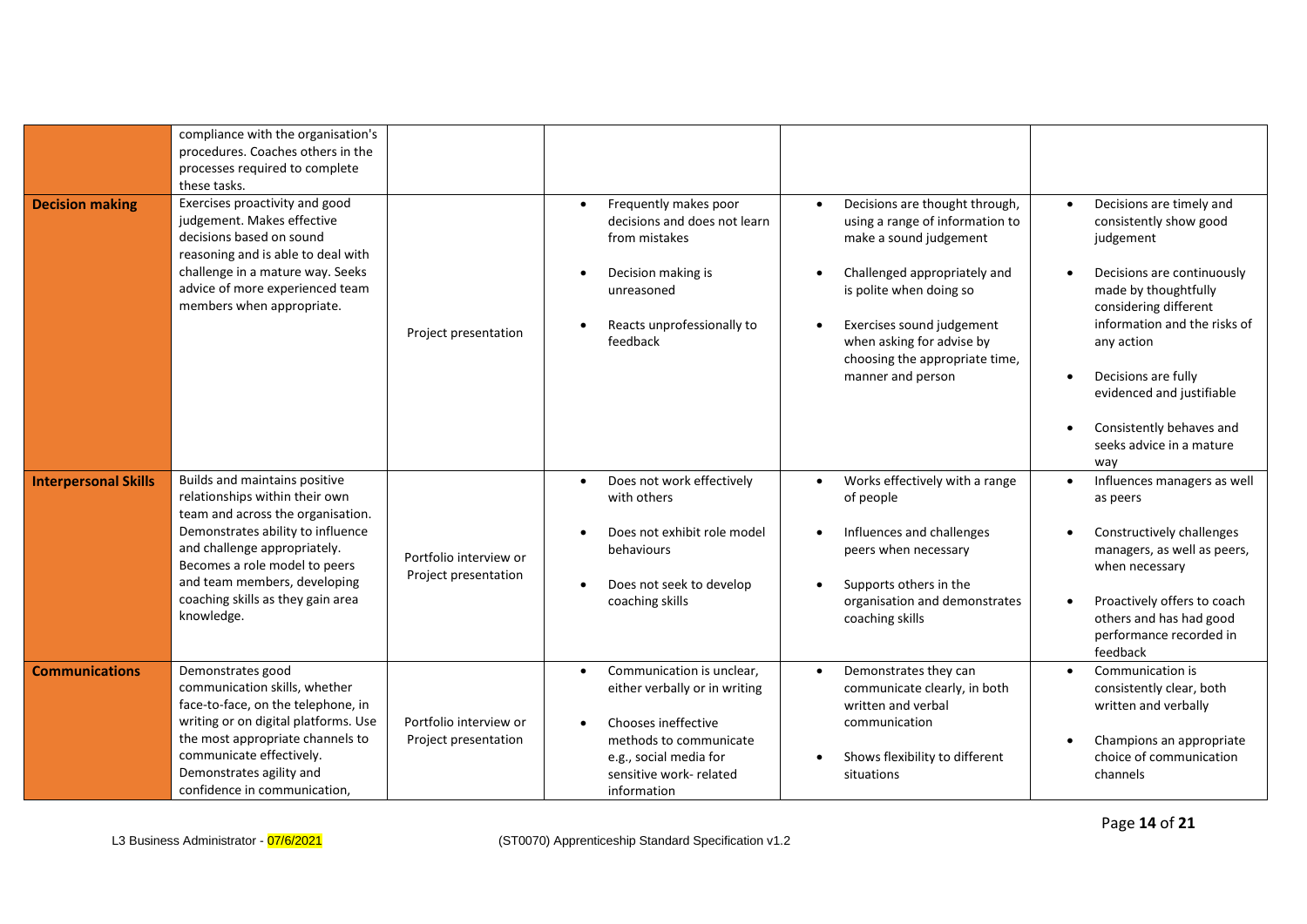| | | | | | |
|---|---|---|---|---|---|
| | compliance with the organisation's procedures. Coaches others in the processes required to complete these tasks. | | | | |
| **Decision making** | Exercises proactivity and good judgement. Makes effective decisions based on sound reasoning and is able to deal with challenge in a mature way. Seeks advice of more experienced team members when appropriate. | Project presentation | • Frequently makes poor decisions and does not learn from mistakes<br><br>• Decision making is unreasoned<br><br>• Reacts unprofessionally to feedback | • Decisions are thought through, using a range of information to make a sound judgement<br><br>• Challenged appropriately and is polite when doing so<br><br>• Exercises sound judgement when asking for advise by choosing the appropriate time, manner and person | • Decisions are timely and consistently show good judgement<br><br>• Decisions are continuously made by thoughtfully considering different information and the risks of any action<br><br>• Decisions are fully evidenced and justifiable<br><br>• Consistently behaves and seeks advice in a mature way |
| **Interpersonal Skills** | Builds and maintains positive relationships within their own team and across the organisation. Demonstrates ability to influence and challenge appropriately. Becomes a role model to peers and team members, developing coaching skills as they gain area knowledge. | Portfolio interview or Project presentation | • Does not work effectively with others<br><br>• Does not exhibit role model behaviours<br><br>• Does not seek to develop coaching skills | • Works effectively with a range of people<br><br>• Influences and challenges peers when necessary<br><br>• Supports others in the organisation and demonstrates coaching skills | • Influences managers as well as peers<br><br>• Constructively challenges managers, as well as peers, when necessary<br><br>• Proactively offers to coach others and has had good performance recorded in feedback |
| **Communications** | Demonstrates good communication skills, whether face-to-face, on the telephone, in writing or on digital platforms. Use the most appropriate channels to communicate effectively. Demonstrates agility and confidence in communication, | Portfolio interview or Project presentation | • Communication is unclear, either verbally or in writing<br><br>• Chooses ineffective methods to communicate e.g., social media for sensitive work- related information | • Demonstrates they can communicate clearly, in both written and verbal communication<br><br>• Shows flexibility to different situations | • Communication is consistently clear, both written and verbally<br><br>• Champions an appropriate choice of communication channels |

L3 Business Administrator - 07/6/2021 (ST0070) Apprenticeship Standard Specification v1.2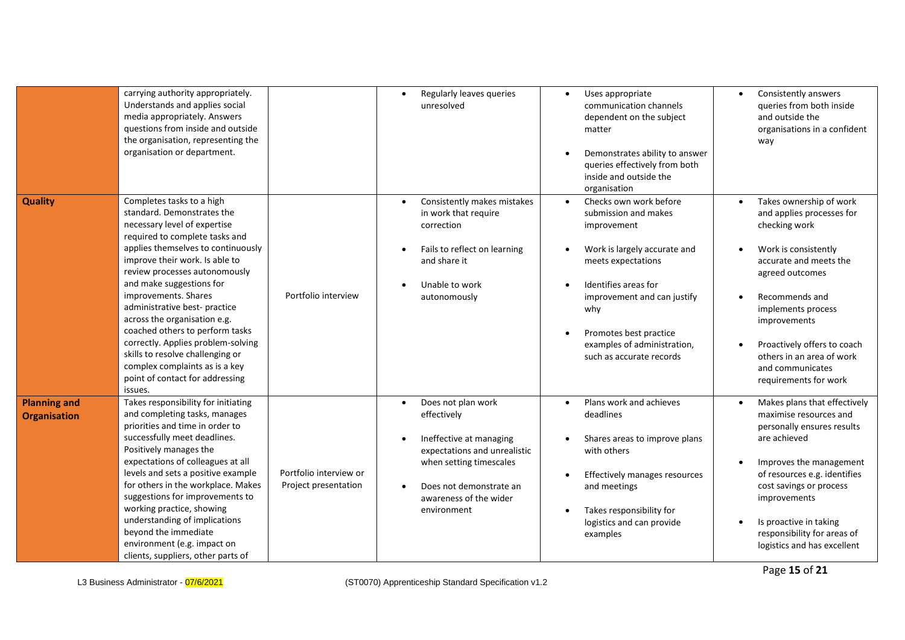| | | | | | |
|---|---|---|---|---|---|
| | carrying authority appropriately. Understands and applies social media appropriately. Answers questions from inside and outside the organisation, representing the organisation or department. | | • Regularly leaves queries unresolved | • Uses appropriate communication channels dependent on the subject matter<br>• Demonstrates ability to answer queries effectively from both inside and outside the organisation | • Consistently answers queries from both inside and outside the organisations in a confident way |
| **Quality** | Completes tasks to a high standard. Demonstrates the necessary level of expertise required to complete tasks and applies themselves to continuously improve their work. Is able to review processes autonomously and make suggestions for improvements. Shares administrative best- practice across the organisation e.g. coached others to perform tasks correctly. Applies problem-solving skills to resolve challenging or complex complaints as is a key point of contact for addressing issues. | Portfolio interview | • Consistently makes mistakes in work that require correction<br>• Fails to reflect on learning and share it<br>• Unable to work autonomously | • Checks own work before submission and makes improvement<br>• Work is largely accurate and meets expectations<br>• Identifies areas for improvement and can justify why<br>• Promotes best practice examples of administration, such as accurate records | • Takes ownership of work and applies processes for checking work<br>• Work is consistently accurate and meets the agreed outcomes<br>• Recommends and implements process improvements<br>• Proactively offers to coach others in an area of work and communicates requirements for work |
| **Planning and Organisation** | Takes responsibility for initiating and completing tasks, manages priorities and time in order to successfully meet deadlines. Positively manages the expectations of colleagues at all levels and sets a positive example for others in the workplace. Makes suggestions for improvements to working practice, showing understanding of implications beyond the immediate environment (e.g. impact on clients, suppliers, other parts of | Portfolio interview or Project presentation | • Does not plan work effectively<br>• Ineffective at managing expectations and unrealistic when setting timescales<br>• Does not demonstrate an awareness of the wider environment | • Plans work and achieves deadlines<br>• Shares areas to improve plans with others<br>• Effectively manages resources and meetings<br>• Takes responsibility for logistics and can provide examples | • Makes plans that effectively maximise resources and personally ensures results are achieved<br>• Improves the management of resources e.g. identifies cost savings or process improvements<br>• Is proactive in taking responsibility for areas of logistics and has excellent |

L3 Business Administrator - 07/6/2021 (ST0070) Apprenticeship Standard Specification v1.2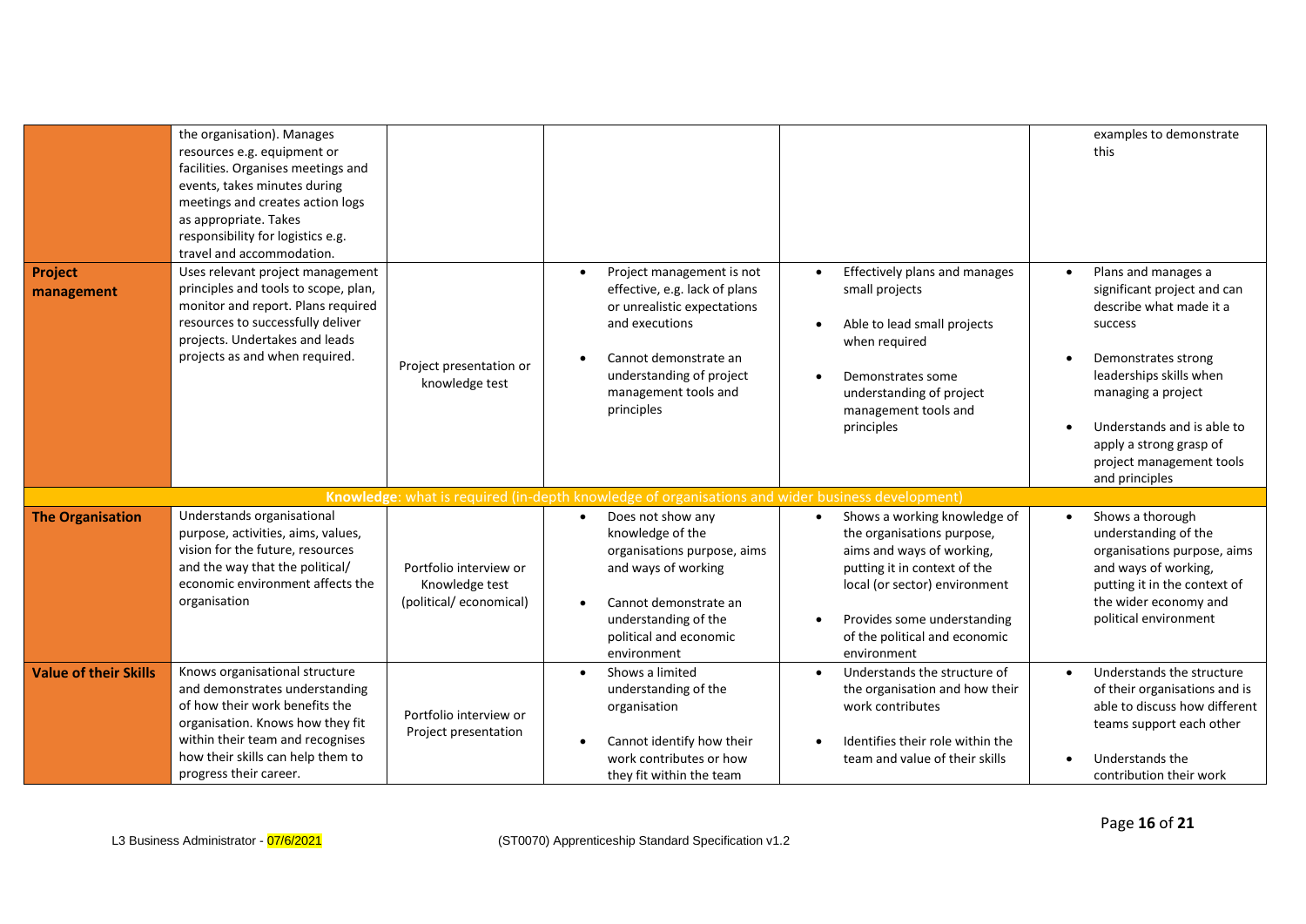| | | | | | |
|---|---|---|---|---|---|
| | the organisation). Manages resources e.g. equipment or facilities. Organises meetings and events, takes minutes during meetings and creates action logs as appropriate. Takes responsibility for logistics e.g. travel and accommodation. | | | | examples to demonstrate this |
| **Project management** | Uses relevant project management principles and tools to scope, plan, monitor and report. Plans required resources to successfully deliver projects. Undertakes and leads projects as and when required. | Project presentation or knowledge test | • Project management is not effective, e.g. lack of plans or unrealistic expectations and executions<br>• Cannot demonstrate an understanding of project management tools and principles | • Effectively plans and manages small projects<br>• Able to lead small projects when required<br>• Demonstrates some understanding of project management tools and principles | • Plans and manages a significant project and can describe what made it a success<br>• Demonstrates strong leaderships skills when managing a project<br>• Understands and is able to apply a strong grasp of project management tools and principles |
| **Knowledge**: what is required (in-depth knowledge of organisations and wider business development) | | | | | |
| **The Organisation** | Understands organisational purpose, activities, aims, values, vision for the future, resources and the way that the political/ economic environment affects the organisation | Portfolio interview or Knowledge test (political/ economical) | • Does not show any knowledge of the organisations purpose, aims and ways of working<br>• Cannot demonstrate an understanding of the political and economic environment | • Shows a working knowledge of the organisations purpose, aims and ways of working, putting it in context of the local (or sector) environment<br>• Provides some understanding of the political and economic environment | • Shows a thorough understanding of the organisations purpose, aims and ways of working, putting it in the context of the wider economy and political environment |
| **Value of their Skills** | Knows organisational structure and demonstrates understanding of how their work benefits the organisation. Knows how they fit within their team and recognises how their skills can help them to progress their career. | Portfolio interview or Project presentation | • Shows a limited understanding of the organisation<br>• Cannot identify how their work contributes or how they fit within the team | • Understands the structure of the organisation and how their work contributes<br>• Identifies their role within the team and value of their skills | • Understands the structure of their organisations and is able to discuss how different teams support each other<br>• Understands the contribution their work |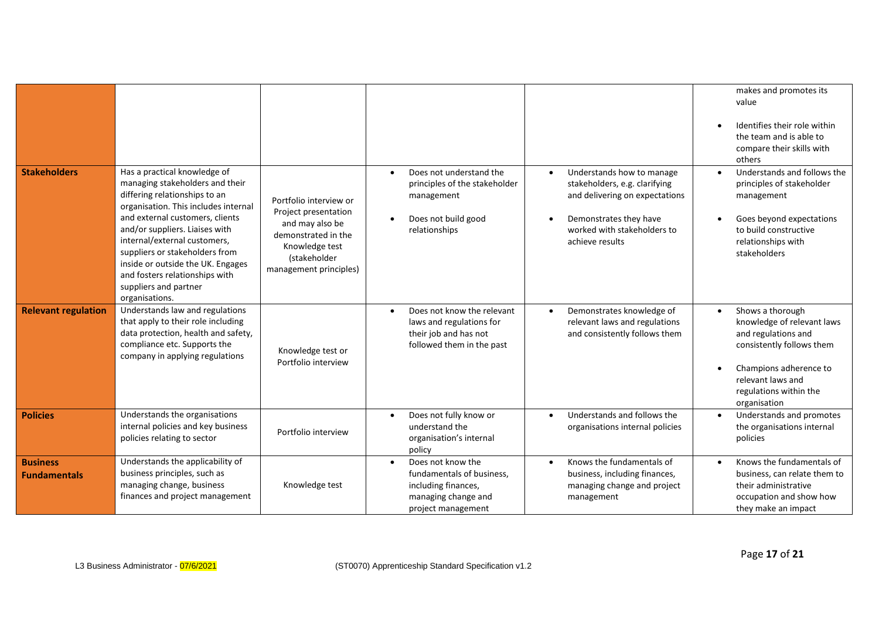| | | | | | |
|---|---|---|---|---|---|
| | | | | | makes and promotes its value<br><br>• Identifies their role within the team and is able to compare their skills with others |
| **Stakeholders** | Has a practical knowledge of managing stakeholders and their differing relationships to an organisation. This includes internal and external customers, clients and/or suppliers. Liaises with internal/external customers, suppliers or stakeholders from inside or outside the UK. Engages and fosters relationships with suppliers and partner organisations. | Portfolio interview or Project presentation and may also be demonstrated in the Knowledge test (stakeholder management principles) | • Does not understand the principles of the stakeholder management<br><br>• Does not build good relationships | • Understands how to manage stakeholders, e.g. clarifying and delivering on expectations<br><br>• Demonstrates they have worked with stakeholders to achieve results | • Understands and follows the principles of stakeholder management<br><br>• Goes beyond expectations to build constructive relationships with stakeholders |
| **Relevant regulation** | Understands law and regulations that apply to their role including data protection, health and safety, compliance etc. Supports the company in applying regulations | Knowledge test or Portfolio interview | • Does not know the relevant laws and regulations for their job and has not followed them in the past | • Demonstrates knowledge of relevant laws and regulations and consistently follows them | • Shows a thorough knowledge of relevant laws and regulations and consistently follows them<br><br>• Champions adherence to relevant laws and regulations within the organisation |
| **Policies** | Understands the organisations internal policies and key business policies relating to sector | Portfolio interview | • Does not fully know or understand the organisation's internal policy | • Understands and follows the organisations internal policies | • Understands and promotes the organisations internal policies |
| **Business Fundamentals** | Understands the applicability of business principles, such as managing change, business finances and project management | Knowledge test | • Does not know the fundamentals of business, including finances, managing change and project management | • Knows the fundamentals of business, including finances, managing change and project management | • Knows the fundamentals of business, can relate them to their administrative occupation and show how they make an impact |

L3 Business Administrator - 07/6/2021 (ST0070) Apprenticeship Standard Specification v1.2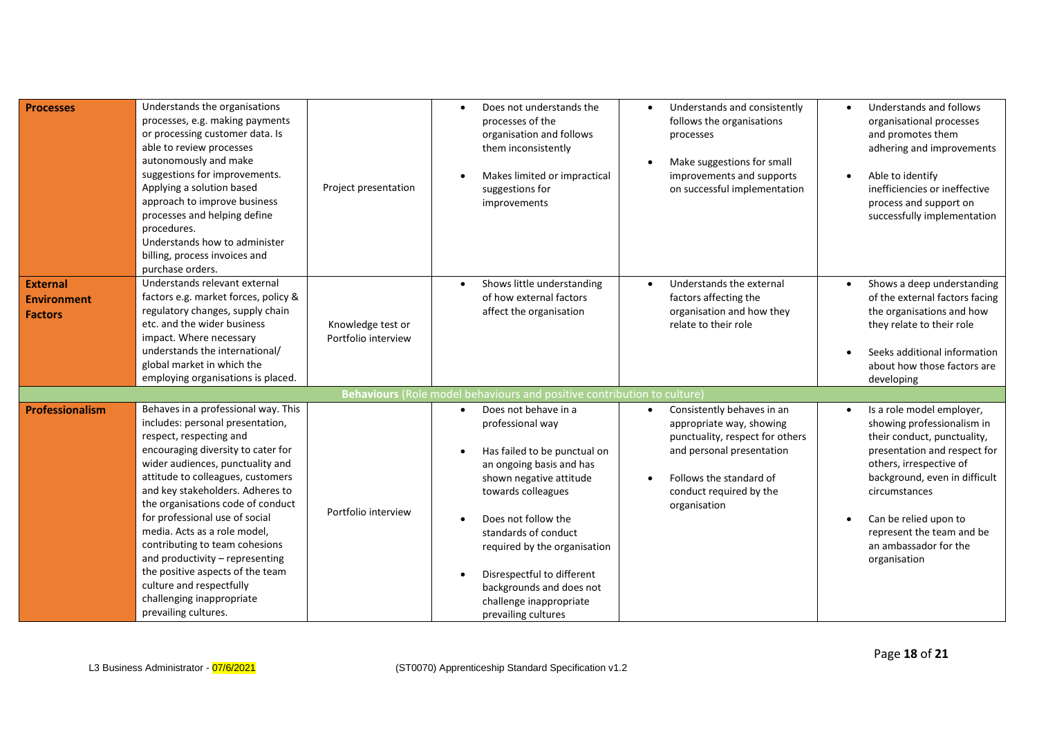| | | | | | |
|---|---|---|---|---|---|
| **Processes** | Understands the organisations processes, e.g. making payments or processing customer data. Is able to review processes autonomously and make suggestions for improvements. Applying a solution based approach to improve business processes and helping define procedures.<br>Understands how to administer billing, process invoices and purchase orders. | Project presentation | • Does not understands the processes of the organisation and follows them inconsistently<br>• Makes limited or impractical suggestions for improvements | • Understands and consistently follows the organisations processes<br>• Make suggestions for small improvements and supports on successful implementation | • Understands and follows organisational processes and promotes them adhering and improvements<br>• Able to identify inefficiencies or ineffective process and support on successfully implementation |
| **External Environment Factors** | Understands relevant external factors e.g. market forces, policy & regulatory changes, supply chain etc. and the wider business impact. Where necessary understands the international/ global market in which the employing organisations is placed. | Knowledge test or Portfolio interview | • Shows little understanding of how external factors affect the organisation | • Understands the external factors affecting the organisation and how they relate to their role | • Shows a deep understanding of the external factors facing the organisations and how they relate to their role<br>• Seeks additional information about how those factors are developing |
| | | | **Behaviours** (Role model behaviours and positive contribution to culture) | | |
| **Professionalism** | Behaves in a professional way. This includes: personal presentation, respect, respecting and encouraging diversity to cater for wider audiences, punctuality and attitude to colleagues, customers and key stakeholders. Adheres to the organisations code of conduct for professional use of social media. Acts as a role model, contributing to team cohesions and productivity – representing the positive aspects of the team culture and respectfully challenging inappropriate prevailing cultures. | Portfolio interview | • Does not behave in a professional way<br>• Has failed to be punctual on an ongoing basis and has shown negative attitude towards colleagues<br>• Does not follow the standards of conduct required by the organisation<br>• Disrespectful to different backgrounds and does not challenge inappropriate prevailing cultures | • Consistently behaves in an appropriate way, showing punctuality, respect for others and personal presentation<br>• Follows the standard of conduct required by the organisation | • Is a role model employer, showing professionalism in their conduct, punctuality, presentation and respect for others, irrespective of background, even in difficult circumstances<br>• Can be relied upon to represent the team and be an ambassador for the organisation |

L3 Business Administrator - 07/6/2021 (ST0070) Apprenticeship Standard Specification v1.2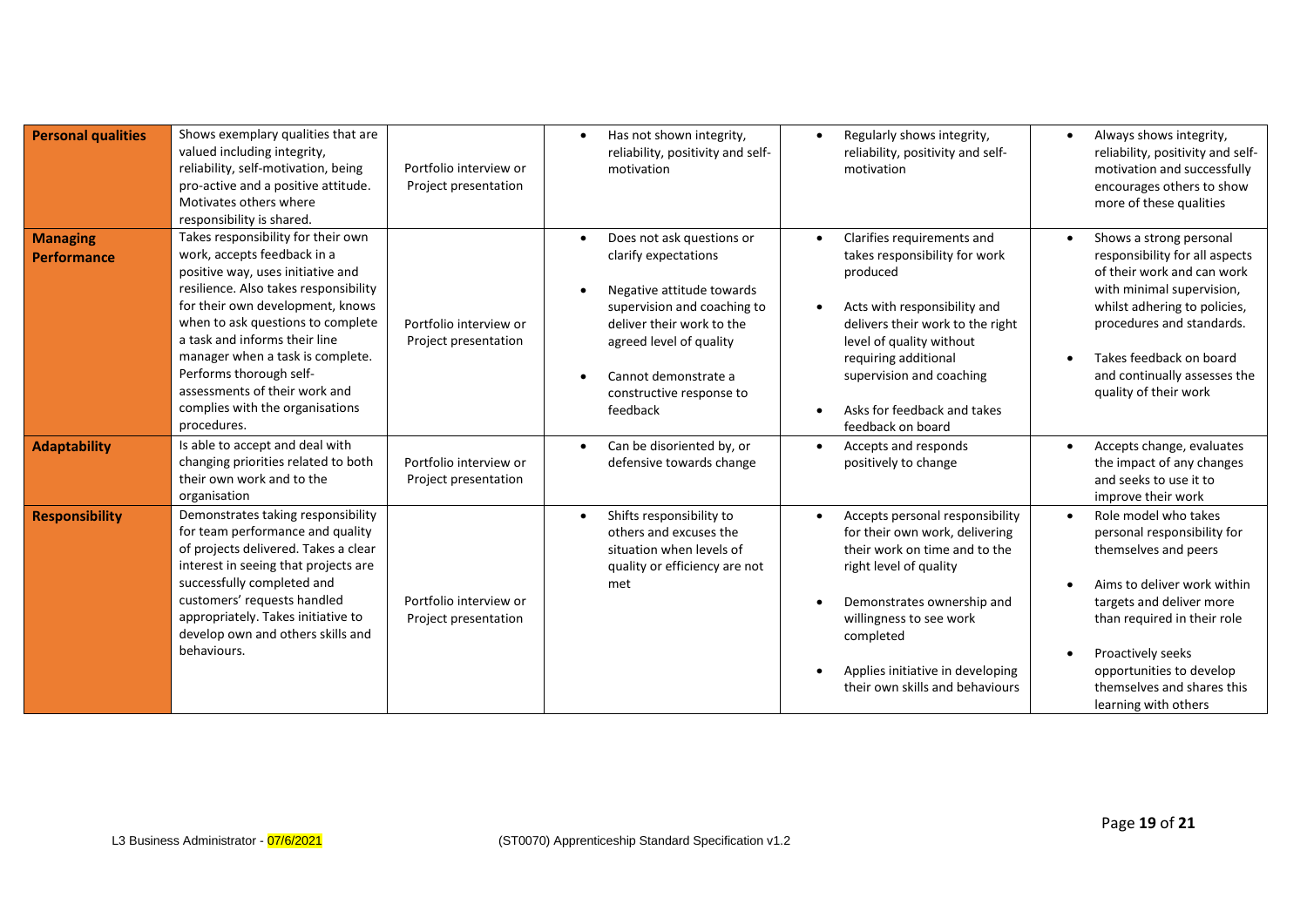| **Personal qualities** | Shows exemplary qualities that are valued including integrity, reliability, self-motivation, being pro-active and a positive attitude. Motivates others where responsibility is shared. | Portfolio interview or Project presentation | • Has not shown integrity, reliability, positivity and self-motivation | • Regularly shows integrity, reliability, positivity and self-motivation | • Always shows integrity, reliability, positivity and self-motivation and successfully encourages others to show more of these qualities |
|---|---|---|---|---|---|
| **Managing Performance** | Takes responsibility for their own work, accepts feedback in a positive way, uses initiative and resilience. Also takes responsibility for their own development, knows when to ask questions to complete a task and informs their line manager when a task is complete. Performs thorough self-assessments of their work and complies with the organisations procedures. | Portfolio interview or Project presentation | • Does not ask questions or clarify expectations<br>• Negative attitude towards supervision and coaching to deliver their work to the agreed level of quality<br>• Cannot demonstrate a constructive response to feedback | • Clarifies requirements and takes responsibility for work produced<br>• Acts with responsibility and delivers their work to the right level of quality without requiring additional supervision and coaching<br>• Asks for feedback and takes feedback on board | • Shows a strong personal responsibility for all aspects of their work and can work with minimal supervision, whilst adhering to policies, procedures and standards.<br>• Takes feedback on board and continually assesses the quality of their work |
| **Adaptability** | Is able to accept and deal with changing priorities related to both their own work and to the organisation | Portfolio interview or Project presentation | • Can be disoriented by, or defensive towards change | • Accepts and responds positively to change | • Accepts change, evaluates the impact of any changes and seeks to use it to improve their work |
| **Responsibility** | Demonstrates taking responsibility for team performance and quality of projects delivered. Takes a clear interest in seeing that projects are successfully completed and customers' requests handled appropriately. Takes initiative to develop own and others skills and behaviours. | Portfolio interview or Project presentation | • Shifts responsibility to others and excuses the situation when levels of quality or efficiency are not met | • Accepts personal responsibility for their own work, delivering their work on time and to the right level of quality<br>• Demonstrates ownership and willingness to see work completed<br>• Applies initiative in developing their own skills and behaviours | • Role model who takes personal responsibility for themselves and peers<br>• Aims to deliver work within targets and deliver more than required in their role<br>• Proactively seeks opportunities to develop themselves and shares this learning with others |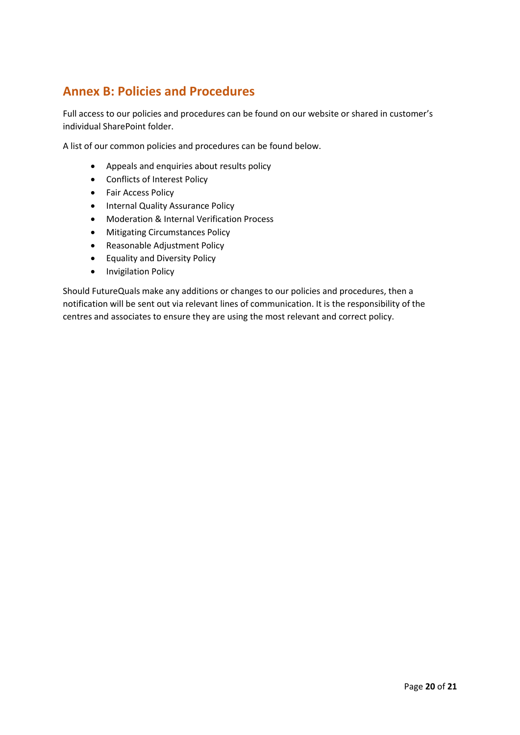## Annex B: Policies and Procedures

Full access to our policies and procedures can be found on our website or shared in customer's individual SharePoint folder.

A list of our common policies and procedures can be found below.

- Appeals and enquiries about results policy
- Conflicts of Interest Policy
- Fair Access Policy
- Internal Quality Assurance Policy
- Moderation & Internal Verification Process
- Mitigating Circumstances Policy
- Reasonable Adjustment Policy
- Equality and Diversity Policy
- Invigilation Policy

Should FutureQuals make any additions or changes to our policies and procedures, then a notification will be sent out via relevant lines of communication. It is the responsibility of the centres and associates to ensure they are using the most relevant and correct policy.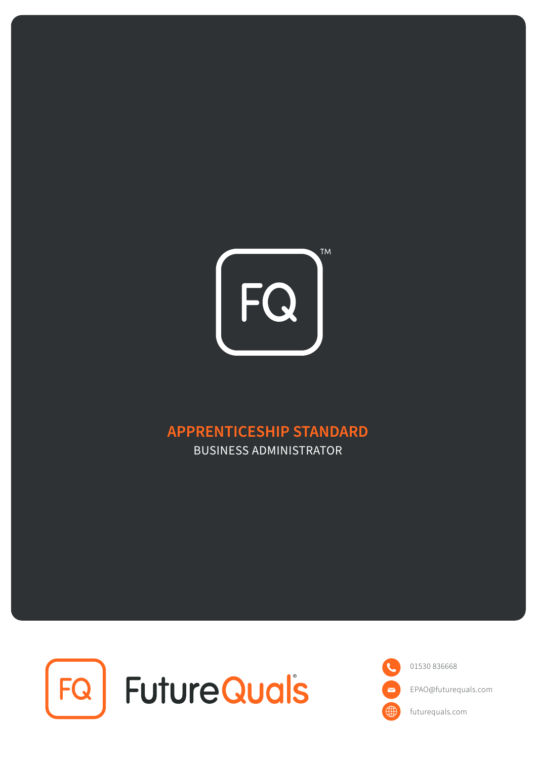FQ™

**APPRENTICESHIP STANDARD**

BUSINESS ADMINISTRATOR

FQ FutureQuals®

01530 836668

EPAO@futurequals.com

futurequals.com